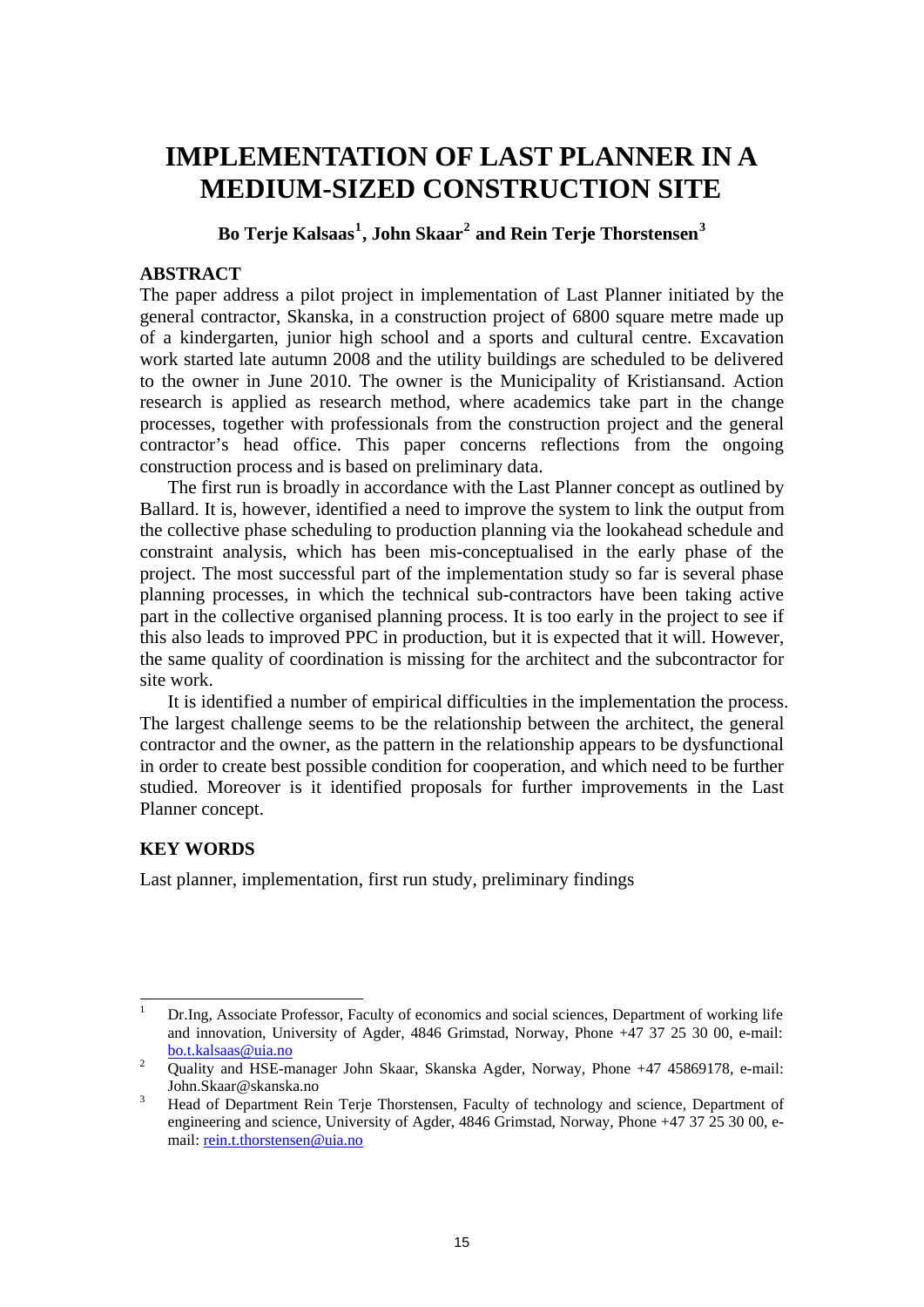# IMPLEMENTATION OF LAST PLANNER IN A MEDIUM-SIZED CONSTRUCTION SITE

**Bo Terje Kalsaas[1], John Skaar[2] and Rein Terje Thorstensen[3]**

## ABSTRACT

The paper address a pilot project in implementation of Last Planner initiated by the general contractor, Skanska, in a construction project of 6800 square metre made up of a kindergarten, junior high school and a sports and cultural centre. Excavation work started late autumn 2008 and the utility buildings are scheduled to be delivered to the owner in June 2010. The owner is the Municipality of Kristiansand. Action research is applied as research method, where academics take part in the change processes, together with professionals from the construction project and the general contractor's head office. This paper concerns reflections from the ongoing construction process and is based on preliminary data.

The first run is broadly in accordance with the Last Planner concept as outlined by Ballard. It is, however, identified a need to improve the system to link the output from the collective phase scheduling to production planning via the lookahead schedule and constraint analysis, which has been mis-conceptualised in the early phase of the project. The most successful part of the implementation study so far is several phase planning processes, in which the technical sub-contractors have been taking active part in the collective organised planning process. It is too early in the project to see if this also leads to improved PPC in production, but it is expected that it will. However, the same quality of coordination is missing for the architect and the subcontractor for site work.

It is identified a number of empirical difficulties in the implementation the process. The largest challenge seems to be the relationship between the architect, the general contractor and the owner, as the pattern in the relationship appears to be dysfunctional in order to create best possible condition for cooperation, and which need to be further studied. Moreover is it identified proposals for further improvements in the Last Planner concept.

## KEY WORDS

Last planner, implementation, first run study, preliminary findings

---

[1] Dr.Ing, Associate Professor, Faculty of economics and social sciences, Department of working life and innovation, University of Agder, 4846 Grimstad, Norway, Phone +47 37 25 30 00, e-mail: bo.t.kalsaas@uia.no

[2] Quality and HSE-manager John Skaar, Skanska Agder, Norway, Phone +47 45869178, e-mail: John.Skaar@skanska.no

[3] Head of Department Rein Terje Thorstensen, Faculty of technology and science, Department of engineering and science, University of Agder, 4846 Grimstad, Norway, Phone +47 37 25 30 00, e-mail: rein.t.thorstensen@uia.no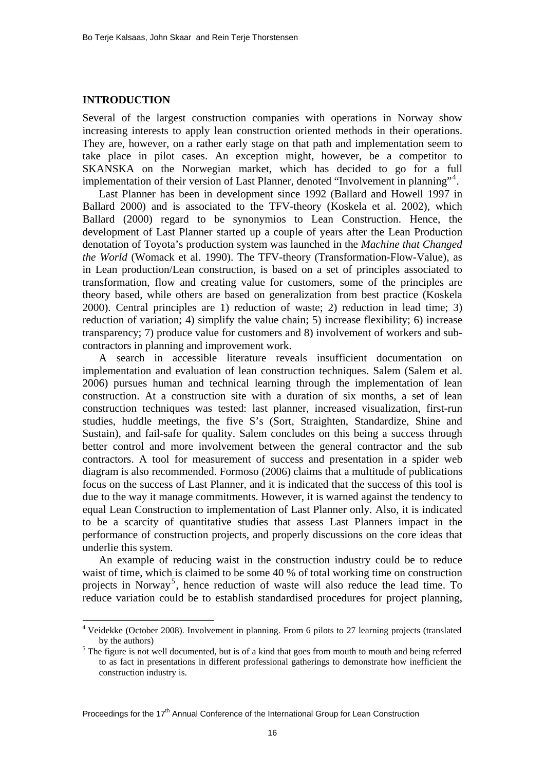## INTRODUCTION

Several of the largest construction companies with operations in Norway show increasing interests to apply lean construction oriented methods in their operations. They are, however, on a rather early stage on that path and implementation seem to take place in pilot cases. An exception might, however, be a competitor to SKANSKA on the Norwegian market, which has decided to go for a full implementation of their version of Last Planner, denoted "Involvement in planning"[4].

Last Planner has been in development since 1992 (Ballard and Howell 1997 in Ballard 2000) and is associated to the TFV-theory (Koskela et al. 2002), which Ballard (2000) regard to be synonymios to Lean Construction. Hence, the development of Last Planner started up a couple of years after the Lean Production denotation of Toyota's production system was launched in the *Machine that Changed the World* (Womack et al. 1990). The TFV-theory (Transformation-Flow-Value), as in Lean production/Lean construction, is based on a set of principles associated to transformation, flow and creating value for customers, some of the principles are theory based, while others are based on generalization from best practice (Koskela 2000). Central principles are 1) reduction of waste; 2) reduction in lead time; 3) reduction of variation; 4) simplify the value chain; 5) increase flexibility; 6) increase transparency; 7) produce value for customers and 8) involvement of workers and sub-contractors in planning and improvement work.

A search in accessible literature reveals insufficient documentation on implementation and evaluation of lean construction techniques. Salem (Salem et al. 2006) pursues human and technical learning through the implementation of lean construction. At a construction site with a duration of six months, a set of lean construction techniques was tested: last planner, increased visualization, first-run studies, huddle meetings, the five S's (Sort, Straighten, Standardize, Shine and Sustain), and fail-safe for quality. Salem concludes on this being a success through better control and more involvement between the general contractor and the sub contractors. A tool for measurement of success and presentation in a spider web diagram is also recommended. Formoso (2006) claims that a multitude of publications focus on the success of Last Planner, and it is indicated that the success of this tool is due to the way it manage commitments. However, it is warned against the tendency to equal Lean Construction to implementation of Last Planner only. Also, it is indicated to be a scarcity of quantitative studies that assess Last Planners impact in the performance of construction projects, and properly discussions on the core ideas that underlie this system.

An example of reducing waist in the construction industry could be to reduce waist of time, which is claimed to be some 40 % of total working time on construction projects in Norway[5], hence reduction of waste will also reduce the lead time. To reduce variation could be to establish standardised procedures for project planning,

[4] Veidekke (October 2008). Involvement in planning. From 6 pilots to 27 learning projects (translated by the authors)

[5] The figure is not well documented, but is of a kind that goes from mouth to mouth and being referred to as fact in presentations in different professional gatherings to demonstrate how inefficient the construction industry is.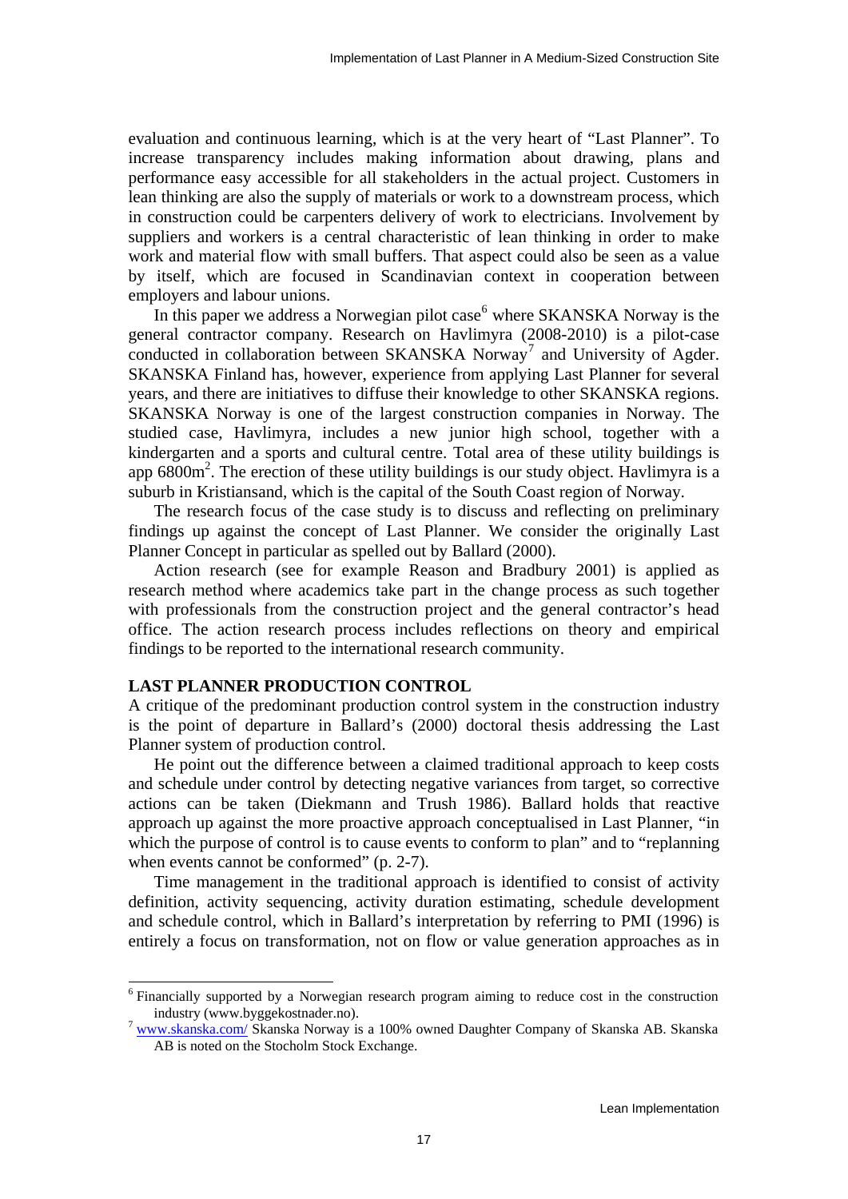evaluation and continuous learning, which is at the very heart of "Last Planner". To increase transparency includes making information about drawing, plans and performance easy accessible for all stakeholders in the actual project. Customers in lean thinking are also the supply of materials or work to a downstream process, which in construction could be carpenters delivery of work to electricians. Involvement by suppliers and workers is a central characteristic of lean thinking in order to make work and material flow with small buffers. That aspect could also be seen as a value by itself, which are focused in Scandinavian context in cooperation between employers and labour unions.

In this paper we address a Norwegian pilot case[6] where SKANSKA Norway is the general contractor company. Research on Havlimyra (2008-2010) is a pilot-case conducted in collaboration between SKANSKA Norway[7] and University of Agder. SKANSKA Finland has, however, experience from applying Last Planner for several years, and there are initiatives to diffuse their knowledge to other SKANSKA regions. SKANSKA Norway is one of the largest construction companies in Norway. The studied case, Havlimyra, includes a new junior high school, together with a kindergarten and a sports and cultural centre. Total area of these utility buildings is app 6800m$^2$. The erection of these utility buildings is our study object. Havlimyra is a suburb in Kristiansand, which is the capital of the South Coast region of Norway.

The research focus of the case study is to discuss and reflecting on preliminary findings up against the concept of Last Planner. We consider the originally Last Planner Concept in particular as spelled out by Ballard (2000).

Action research (see for example Reason and Bradbury 2001) is applied as research method where academics take part in the change process as such together with professionals from the construction project and the general contractor's head office. The action research process includes reflections on theory and empirical findings to be reported to the international research community.

## LAST PLANNER PRODUCTION CONTROL

A critique of the predominant production control system in the construction industry is the point of departure in Ballard's (2000) doctoral thesis addressing the Last Planner system of production control.

He point out the difference between a claimed traditional approach to keep costs and schedule under control by detecting negative variances from target, so corrective actions can be taken (Diekmann and Trush 1986). Ballard holds that reactive approach up against the more proactive approach conceptualised in Last Planner, "in which the purpose of control is to cause events to conform to plan" and to "replanning when events cannot be conformed" (p. 2-7).

Time management in the traditional approach is identified to consist of activity definition, activity sequencing, activity duration estimating, schedule development and schedule control, which in Ballard's interpretation by referring to PMI (1996) is entirely a focus on transformation, not on flow or value generation approaches as in

---

[6] Financially supported by a Norwegian research program aiming to reduce cost in the construction industry (www.byggekostnader.no).

[7] www.skanska.com/ Skanska Norway is a 100% owned Daughter Company of Skanska AB. Skanska AB is noted on the Stocholm Stock Exchange.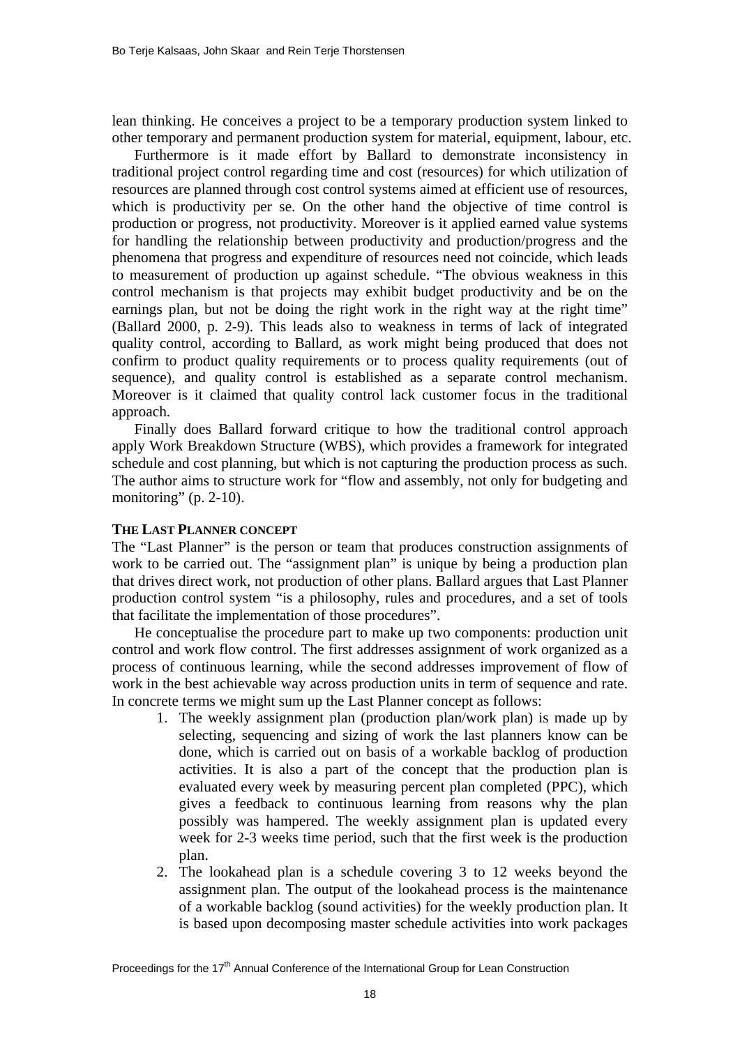lean thinking. He conceives a project to be a temporary production system linked to other temporary and permanent production system for material, equipment, labour, etc.

Furthermore is it made effort by Ballard to demonstrate inconsistency in traditional project control regarding time and cost (resources) for which utilization of resources are planned through cost control systems aimed at efficient use of resources, which is productivity per se. On the other hand the objective of time control is production or progress, not productivity. Moreover is it applied earned value systems for handling the relationship between productivity and production/progress and the phenomena that progress and expenditure of resources need not coincide, which leads to measurement of production up against schedule. "The obvious weakness in this control mechanism is that projects may exhibit budget productivity and be on the earnings plan, but not be doing the right work in the right way at the right time" (Ballard 2000, p. 2-9). This leads also to weakness in terms of lack of integrated quality control, according to Ballard, as work might being produced that does not confirm to product quality requirements or to process quality requirements (out of sequence), and quality control is established as a separate control mechanism. Moreover is it claimed that quality control lack customer focus in the traditional approach.

Finally does Ballard forward critique to how the traditional control approach apply Work Breakdown Structure (WBS), which provides a framework for integrated schedule and cost planning, but which is not capturing the production process as such. The author aims to structure work for "flow and assembly, not only for budgeting and monitoring" (p. 2-10).

### THE LAST PLANNER CONCEPT

The "Last Planner" is the person or team that produces construction assignments of work to be carried out. The "assignment plan" is unique by being a production plan that drives direct work, not production of other plans. Ballard argues that Last Planner production control system "is a philosophy, rules and procedures, and a set of tools that facilitate the implementation of those procedures".

He conceptualise the procedure part to make up two components: production unit control and work flow control. The first addresses assignment of work organized as a process of continuous learning, while the second addresses improvement of flow of work in the best achievable way across production units in term of sequence and rate. In concrete terms we might sum up the Last Planner concept as follows:

1. The weekly assignment plan (production plan/work plan) is made up by selecting, sequencing and sizing of work the last planners know can be done, which is carried out on basis of a workable backlog of production activities. It is also a part of the concept that the production plan is evaluated every week by measuring percent plan completed (PPC), which gives a feedback to continuous learning from reasons why the plan possibly was hampered. The weekly assignment plan is updated every week for 2-3 weeks time period, such that the first week is the production plan.
2. The lookahead plan is a schedule covering 3 to 12 weeks beyond the assignment plan. The output of the lookahead process is the maintenance of a workable backlog (sound activities) for the weekly production plan. It is based upon decomposing master schedule activities into work packages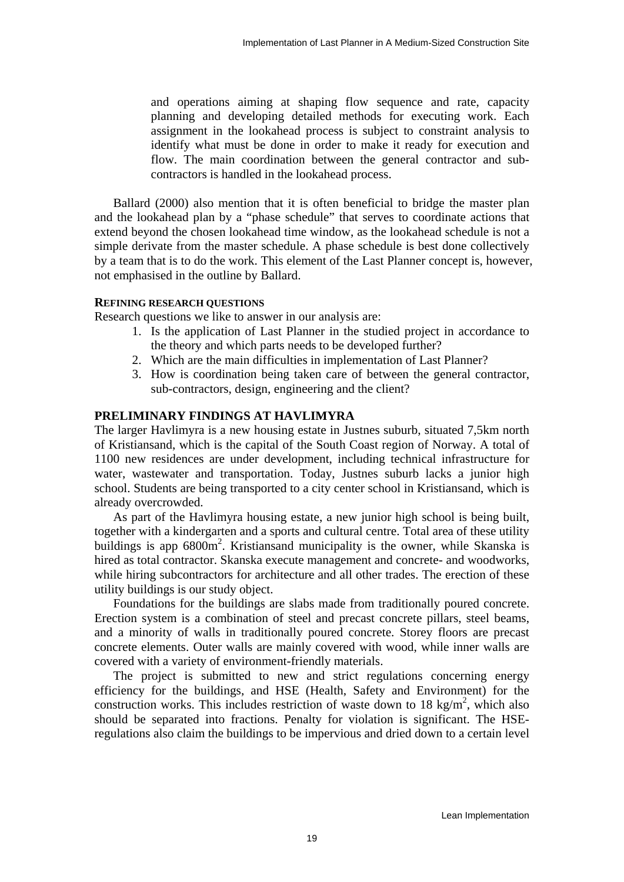and operations aiming at shaping flow sequence and rate, capacity planning and developing detailed methods for executing work. Each assignment in the lookahead process is subject to constraint analysis to identify what must be done in order to make it ready for execution and flow. The main coordination between the general contractor and sub-contractors is handled in the lookahead process.

Ballard (2000) also mention that it is often beneficial to bridge the master plan and the lookahead plan by a "phase schedule" that serves to coordinate actions that extend beyond the chosen lookahead time window, as the lookahead schedule is not a simple derivate from the master schedule. A phase schedule is best done collectively by a team that is to do the work. This element of the Last Planner concept is, however, not emphasised in the outline by Ballard.

### REFINING RESEARCH QUESTIONS

Research questions we like to answer in our analysis are:

1. Is the application of Last Planner in the studied project in accordance to the theory and which parts needs to be developed further?
2. Which are the main difficulties in implementation of Last Planner?
3. How is coordination being taken care of between the general contractor, sub-contractors, design, engineering and the client?

## PRELIMINARY FINDINGS AT HAVLIMYRA

The larger Havlimyra is a new housing estate in Justnes suburb, situated 7,5km north of Kristiansand, which is the capital of the South Coast region of Norway. A total of 1100 new residences are under development, including technical infrastructure for water, wastewater and transportation. Today, Justnes suburb lacks a junior high school. Students are being transported to a city center school in Kristiansand, which is already overcrowded.

As part of the Havlimyra housing estate, a new junior high school is being built, together with a kindergarten and a sports and cultural centre. Total area of these utility buildings is app $6800m^2$. Kristiansand municipality is the owner, while Skanska is hired as total contractor. Skanska execute management and concrete- and woodworks, while hiring subcontractors for architecture and all other trades. The erection of these utility buildings is our study object.

Foundations for the buildings are slabs made from traditionally poured concrete. Erection system is a combination of steel and precast concrete pillars, steel beams, and a minority of walls in traditionally poured concrete. Storey floors are precast concrete elements. Outer walls are mainly covered with wood, while inner walls are covered with a variety of environment-friendly materials.

The project is submitted to new and strict regulations concerning energy efficiency for the buildings, and HSE (Health, Safety and Environment) for the construction works. This includes restriction of waste down to $18\ kg/m^2$, which also should be separated into fractions. Penalty for violation is significant. The HSE-regulations also claim the buildings to be impervious and dried down to a certain level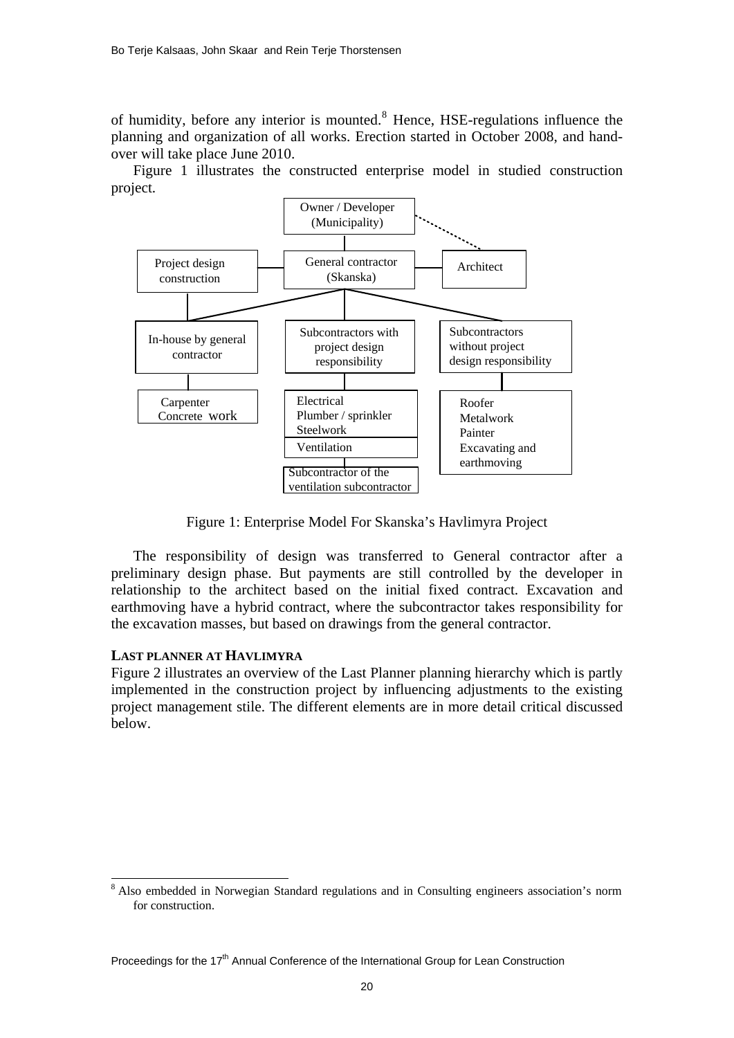of humidity, before any interior is mounted.[8] Hence, HSE-regulations influence the planning and organization of all works. Erection started in October 2008, and hand-over will take place June 2010.

Figure 1 illustrates the constructed enterprise model in studied construction project.

Owner / Developer (Municipality)

Project design construction

General contractor (Skanska)

Architect

In-house by general contractor

Subcontractors with project design responsibility

Subcontractors without project design responsibility

Carpenter
Concrete work

Electrical
Plumber / sprinkler
Steelwork
Ventilation

Subcontractor of the ventilation subcontractor

Roofer
Metalwork
Painter
Excavating and earthmoving

Figure 1: Enterprise Model For Skanska's Havlimyra Project

The responsibility of design was transferred to General contractor after a preliminary design phase. But payments are still controlled by the developer in relationship to the architect based on the initial fixed contract. Excavation and earthmoving have a hybrid contract, where the subcontractor takes responsibility for the excavation masses, but based on drawings from the general contractor.

### LAST PLANNER AT HAVLIMYRA

Figure 2 illustrates an overview of the Last Planner planning hierarchy which is partly implemented in the construction project by influencing adjustments to the existing project management stile. The different elements are in more detail critical discussed below.

[8] Also embedded in Norwegian Standard regulations and in Consulting engineers association's norm for construction.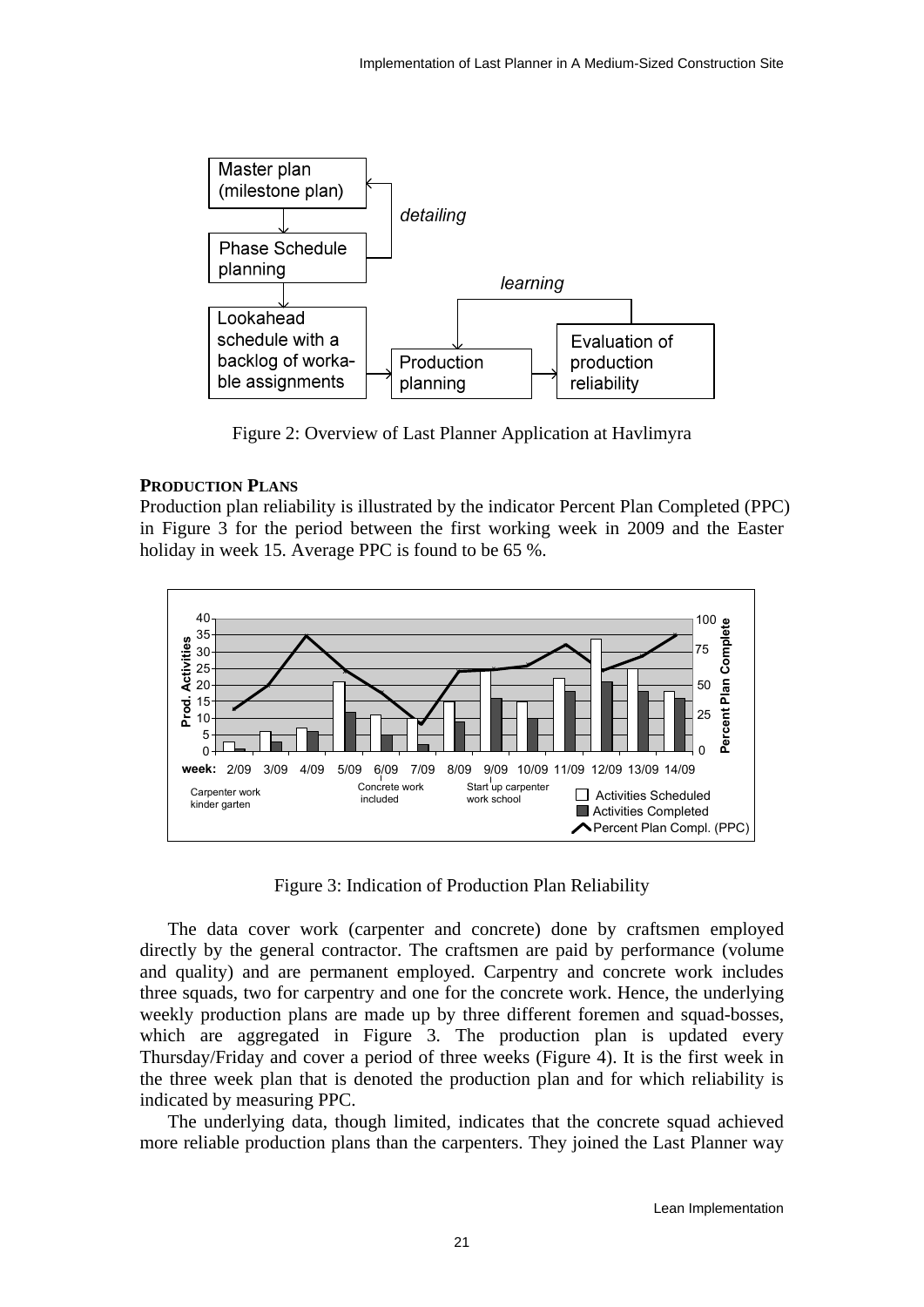Figure 2: Overview of Last Planner Application at Havlimyra

## PRODUCTION PLANS

Production plan reliability is illustrated by the indicator Percent Plan Completed (PPC) in Figure 3 for the period between the first working week in 2009 and the Easter holiday in week 15. Average PPC is found to be 65 %.

Figure 3: Indication of Production Plan Reliability

The data cover work (carpenter and concrete) done by craftsmen employed directly by the general contractor. The craftsmen are paid by performance (volume and quality) and are permanent employed. Carpentry and concrete work includes three squads, two for carpentry and one for the concrete work. Hence, the underlying weekly production plans are made up by three different foremen and squad-bosses, which are aggregated in Figure 3. The production plan is updated every Thursday/Friday and cover a period of three weeks (Figure 4). It is the first week in the three week plan that is denoted the production plan and for which reliability is indicated by measuring PPC.

The underlying data, though limited, indicates that the concrete squad achieved more reliable production plans than the carpenters. They joined the Last Planner way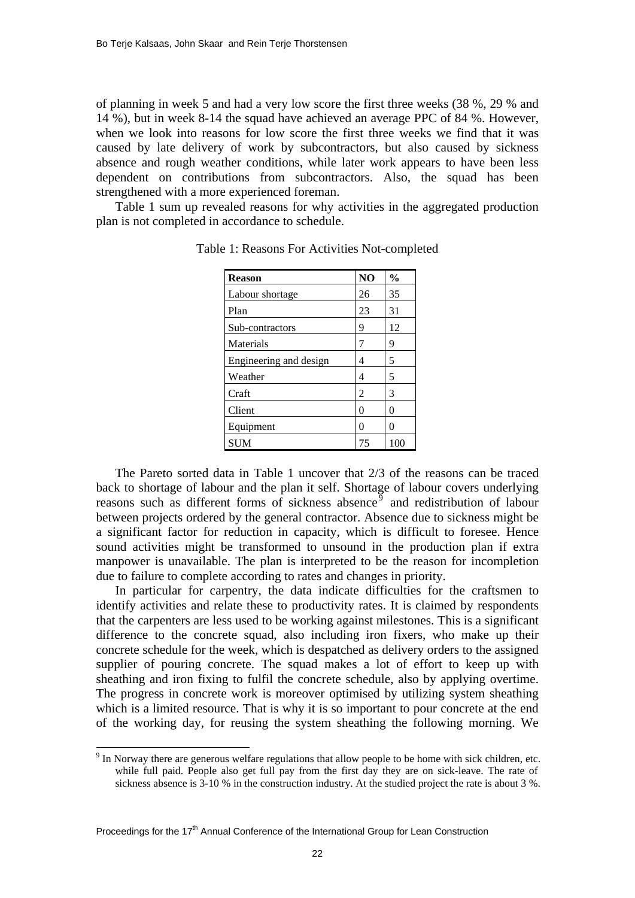of planning in week 5 and had a very low score the first three weeks (38 %, 29 % and 14 %), but in week 8-14 the squad have achieved an average PPC of 84 %. However, when we look into reasons for low score the first three weeks we find that it was caused by late delivery of work by subcontractors, but also caused by sickness absence and rough weather conditions, while later work appears to have been less dependent on contributions from subcontractors. Also, the squad has been strengthened with a more experienced foreman.

Table 1 sum up revealed reasons for why activities in the aggregated production plan is not completed in accordance to schedule.

Table 1: Reasons For Activities Not-completed

| Reason | NO | % |
|---|---|---|
| Labour shortage | 26 | 35 |
| Plan | 23 | 31 |
| Sub-contractors | 9 | 12 |
| Materials | 7 | 9 |
| Engineering and design | 4 | 5 |
| Weather | 4 | 5 |
| Craft | 2 | 3 |
| Client | 0 | 0 |
| Equipment | 0 | 0 |
| SUM | 75 | 100 |

The Pareto sorted data in Table 1 uncover that 2/3 of the reasons can be traced back to shortage of labour and the plan it self. Shortage of labour covers underlying reasons such as different forms of sickness absence[9] and redistribution of labour between projects ordered by the general contractor. Absence due to sickness might be a significant factor for reduction in capacity, which is difficult to foresee. Hence sound activities might be transformed to unsound in the production plan if extra manpower is unavailable. The plan is interpreted to be the reason for incompletion due to failure to complete according to rates and changes in priority.

In particular for carpentry, the data indicate difficulties for the craftsmen to identify activities and relate these to productivity rates. It is claimed by respondents that the carpenters are less used to be working against milestones. This is a significant difference to the concrete squad, also including iron fixers, who make up their concrete schedule for the week, which is despatched as delivery orders to the assigned supplier of pouring concrete. The squad makes a lot of effort to keep up with sheathing and iron fixing to fulfil the concrete schedule, also by applying overtime. The progress in concrete work is moreover optimised by utilizing system sheathing which is a limited resource. That is why it is so important to pour concrete at the end of the working day, for reusing the system sheathing the following morning. We

[9] In Norway there are generous welfare regulations that allow people to be home with sick children, etc. while full paid. People also get full pay from the first day they are on sick-leave. The rate of sickness absence is 3-10 % in the construction industry. At the studied project the rate is about 3 %.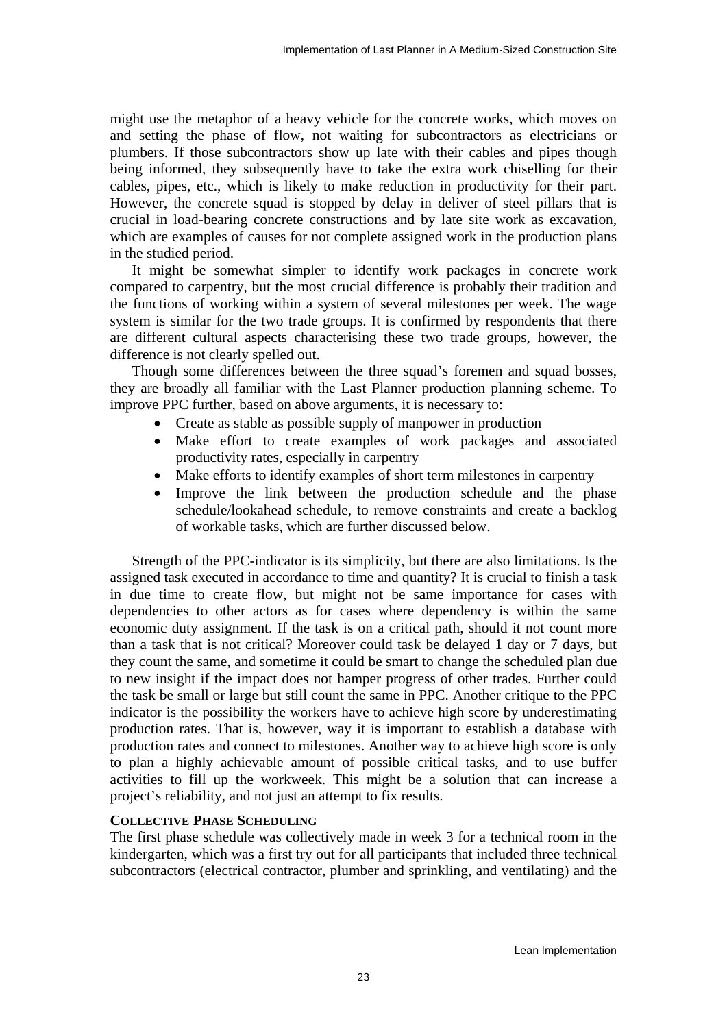might use the metaphor of a heavy vehicle for the concrete works, which moves on and setting the phase of flow, not waiting for subcontractors as electricians or plumbers. If those subcontractors show up late with their cables and pipes though being informed, they subsequently have to take the extra work chiselling for their cables, pipes, etc., which is likely to make reduction in productivity for their part. However, the concrete squad is stopped by delay in deliver of steel pillars that is crucial in load-bearing concrete constructions and by late site work as excavation, which are examples of causes for not complete assigned work in the production plans in the studied period.

It might be somewhat simpler to identify work packages in concrete work compared to carpentry, but the most crucial difference is probably their tradition and the functions of working within a system of several milestones per week. The wage system is similar for the two trade groups. It is confirmed by respondents that there are different cultural aspects characterising these two trade groups, however, the difference is not clearly spelled out.

Though some differences between the three squad's foremen and squad bosses, they are broadly all familiar with the Last Planner production planning scheme. To improve PPC further, based on above arguments, it is necessary to:

- Create as stable as possible supply of manpower in production
- Make effort to create examples of work packages and associated productivity rates, especially in carpentry
- Make efforts to identify examples of short term milestones in carpentry
- Improve the link between the production schedule and the phase schedule/lookahead schedule, to remove constraints and create a backlog of workable tasks, which are further discussed below.

Strength of the PPC-indicator is its simplicity, but there are also limitations. Is the assigned task executed in accordance to time and quantity? It is crucial to finish a task in due time to create flow, but might not be same importance for cases with dependencies to other actors as for cases where dependency is within the same economic duty assignment. If the task is on a critical path, should it not count more than a task that is not critical? Moreover could task be delayed 1 day or 7 days, but they count the same, and sometime it could be smart to change the scheduled plan due to new insight if the impact does not hamper progress of other trades. Further could the task be small or large but still count the same in PPC. Another critique to the PPC indicator is the possibility the workers have to achieve high score by underestimating production rates. That is, however, way it is important to establish a database with production rates and connect to milestones. Another way to achieve high score is only to plan a highly achievable amount of possible critical tasks, and to use buffer activities to fill up the workweek. This might be a solution that can increase a project's reliability, and not just an attempt to fix results.

### Collective Phase Scheduling

The first phase schedule was collectively made in week 3 for a technical room in the kindergarten, which was a first try out for all participants that included three technical subcontractors (electrical contractor, plumber and sprinkling, and ventilating) and the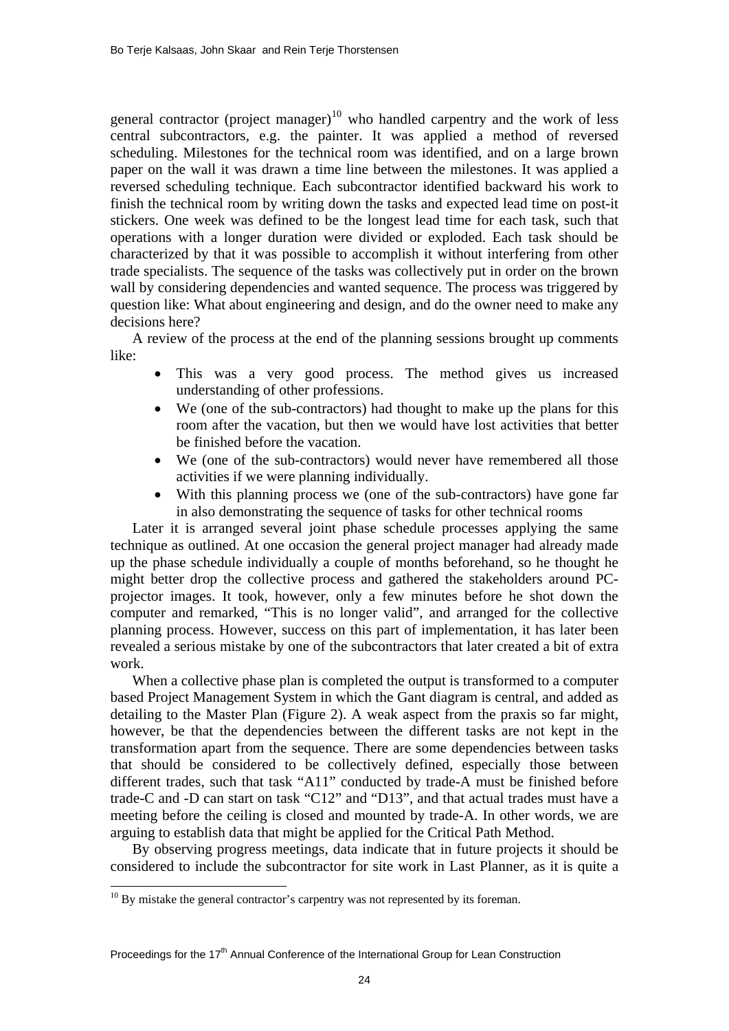general contractor (project manager)[10] who handled carpentry and the work of less central subcontractors, e.g. the painter. It was applied a method of reversed scheduling. Milestones for the technical room was identified, and on a large brown paper on the wall it was drawn a time line between the milestones. It was applied a reversed scheduling technique. Each subcontractor identified backward his work to finish the technical room by writing down the tasks and expected lead time on post-it stickers. One week was defined to be the longest lead time for each task, such that operations with a longer duration were divided or exploded. Each task should be characterized by that it was possible to accomplish it without interfering from other trade specialists. The sequence of the tasks was collectively put in order on the brown wall by considering dependencies and wanted sequence. The process was triggered by question like: What about engineering and design, and do the owner need to make any decisions here?

A review of the process at the end of the planning sessions brought up comments like:

- This was a very good process. The method gives us increased understanding of other professions.
- We (one of the sub-contractors) had thought to make up the plans for this room after the vacation, but then we would have lost activities that better be finished before the vacation.
- We (one of the sub-contractors) would never have remembered all those activities if we were planning individually.
- With this planning process we (one of the sub-contractors) have gone far in also demonstrating the sequence of tasks for other technical rooms

Later it is arranged several joint phase schedule processes applying the same technique as outlined. At one occasion the general project manager had already made up the phase schedule individually a couple of months beforehand, so he thought he might better drop the collective process and gathered the stakeholders around PC-projector images. It took, however, only a few minutes before he shot down the computer and remarked, "This is no longer valid", and arranged for the collective planning process. However, success on this part of implementation, it has later been revealed a serious mistake by one of the subcontractors that later created a bit of extra work.

When a collective phase plan is completed the output is transformed to a computer based Project Management System in which the Gant diagram is central, and added as detailing to the Master Plan (Figure 2). A weak aspect from the praxis so far might, however, be that the dependencies between the different tasks are not kept in the transformation apart from the sequence. There are some dependencies between tasks that should be considered to be collectively defined, especially those between different trades, such that task "A11" conducted by trade-A must be finished before trade-C and -D can start on task "C12" and "D13", and that actual trades must have a meeting before the ceiling is closed and mounted by trade-A. In other words, we are arguing to establish data that might be applied for the Critical Path Method.

By observing progress meetings, data indicate that in future projects it should be considered to include the subcontractor for site work in Last Planner, as it is quite a

[10] By mistake the general contractor's carpentry was not represented by its foreman.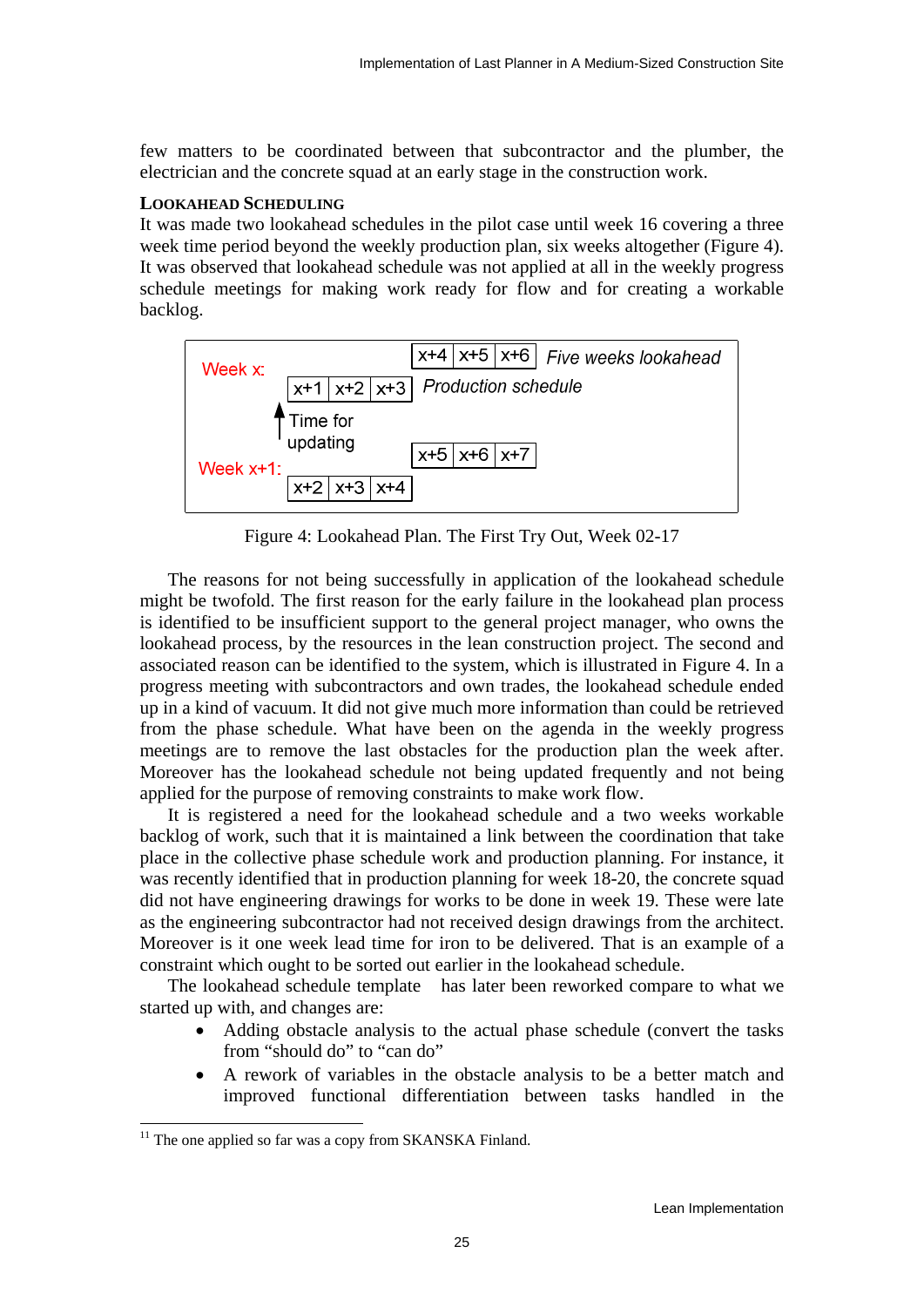few matters to be coordinated between that subcontractor and the plumber, the electrician and the concrete squad at an early stage in the construction work.

### LOOKAHEAD SCHEDULING

It was made two lookahead schedules in the pilot case until week 16 covering a three week time period beyond the weekly production plan, six weeks altogether (Figure 4). It was observed that lookahead schedule was not applied at all in the weekly progress schedule meetings for making work ready for flow and for creating a workable backlog.

Week x: x+1 | x+2 | x+3 *Production schedule*; x+4 | x+5 | x+6 *Five weeks lookahead*

Time for updating

Week x+1: x+2 | x+3 | x+4; x+5 | x+6 | x+7

Figure 4: Lookahead Plan. The First Try Out, Week 02-17

The reasons for not being successfully in application of the lookahead schedule might be twofold. The first reason for the early failure in the lookahead plan process is identified to be insufficient support to the general project manager, who owns the lookahead process, by the resources in the lean construction project. The second and associated reason can be identified to the system, which is illustrated in Figure 4. In a progress meeting with subcontractors and own trades, the lookahead schedule ended up in a kind of vacuum. It did not give much more information than could be retrieved from the phase schedule. What have been on the agenda in the weekly progress meetings are to remove the last obstacles for the production plan the week after. Moreover has the lookahead schedule not being updated frequently and not being applied for the purpose of removing constraints to make work flow.

It is registered a need for the lookahead schedule and a two weeks workable backlog of work, such that it is maintained a link between the coordination that take place in the collective phase schedule work and production planning. For instance, it was recently identified that in production planning for week 18-20, the concrete squad did not have engineering drawings for works to be done in week 19. These were late as the engineering subcontractor had not received design drawings from the architect. Moreover is it one week lead time for iron to be delivered. That is an example of a constraint which ought to be sorted out earlier in the lookahead schedule.

The lookahead schedule template [11] has later been reworked compare to what we started up with, and changes are:

- Adding obstacle analysis to the actual phase schedule (convert the tasks from "should do" to "can do"
- A rework of variables in the obstacle analysis to be a better match and improved functional differentiation between tasks handled in the

[11] The one applied so far was a copy from SKANSKA Finland.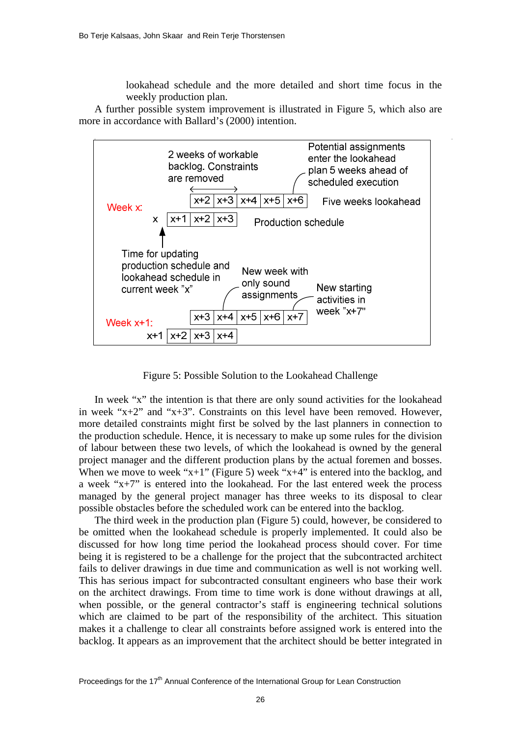lookahead schedule and the more detailed and short time focus in the weekly production plan.

A further possible system improvement is illustrated in Figure 5, which also are more in accordance with Ballard's (2000) intention.

Figure 5: Possible Solution to the Lookahead Challenge

In week "x" the intention is that there are only sound activities for the lookahead in week "x+2" and "x+3". Constraints on this level have been removed. However, more detailed constraints might first be solved by the last planners in connection to the production schedule. Hence, it is necessary to make up some rules for the division of labour between these two levels, of which the lookahead is owned by the general project manager and the different production plans by the actual foremen and bosses. When we move to week "x+1" (Figure 5) week "x+4" is entered into the backlog, and a week "x+7" is entered into the lookahead. For the last entered week the process managed by the general project manager has three weeks to its disposal to clear possible obstacles before the scheduled work can be entered into the backlog.

The third week in the production plan (Figure 5) could, however, be considered to be omitted when the lookahead schedule is properly implemented. It could also be discussed for how long time period the lookahead process should cover. For time being it is registered to be a challenge for the project that the subcontracted architect fails to deliver drawings in due time and communication as well is not working well. This has serious impact for subcontracted consultant engineers who base their work on the architect drawings. From time to time work is done without drawings at all, when possible, or the general contractor's staff is engineering technical solutions which are claimed to be part of the responsibility of the architect. This situation makes it a challenge to clear all constraints before assigned work is entered into the backlog. It appears as an improvement that the architect should be better integrated in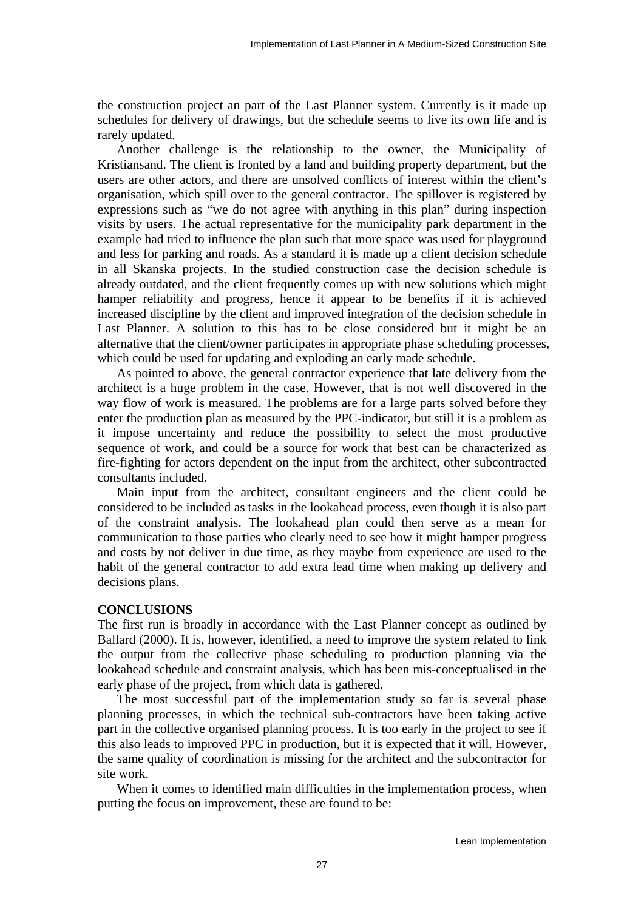the construction project an part of the Last Planner system. Currently is it made up schedules for delivery of drawings, but the schedule seems to live its own life and is rarely updated.

Another challenge is the relationship to the owner, the Municipality of Kristiansand. The client is fronted by a land and building property department, but the users are other actors, and there are unsolved conflicts of interest within the client's organisation, which spill over to the general contractor. The spillover is registered by expressions such as "we do not agree with anything in this plan" during inspection visits by users. The actual representative for the municipality park department in the example had tried to influence the plan such that more space was used for playground and less for parking and roads. As a standard it is made up a client decision schedule in all Skanska projects. In the studied construction case the decision schedule is already outdated, and the client frequently comes up with new solutions which might hamper reliability and progress, hence it appear to be benefits if it is achieved increased discipline by the client and improved integration of the decision schedule in Last Planner. A solution to this has to be close considered but it might be an alternative that the client/owner participates in appropriate phase scheduling processes, which could be used for updating and exploding an early made schedule.

As pointed to above, the general contractor experience that late delivery from the architect is a huge problem in the case. However, that is not well discovered in the way flow of work is measured. The problems are for a large parts solved before they enter the production plan as measured by the PPC-indicator, but still it is a problem as it impose uncertainty and reduce the possibility to select the most productive sequence of work, and could be a source for work that best can be characterized as fire-fighting for actors dependent on the input from the architect, other subcontracted consultants included.

Main input from the architect, consultant engineers and the client could be considered to be included as tasks in the lookahead process, even though it is also part of the constraint analysis. The lookahead plan could then serve as a mean for communication to those parties who clearly need to see how it might hamper progress and costs by not deliver in due time, as they maybe from experience are used to the habit of the general contractor to add extra lead time when making up delivery and decisions plans.

## CONCLUSIONS

The first run is broadly in accordance with the Last Planner concept as outlined by Ballard (2000). It is, however, identified, a need to improve the system related to link the output from the collective phase scheduling to production planning via the lookahead schedule and constraint analysis, which has been mis-conceptualised in the early phase of the project, from which data is gathered.

The most successful part of the implementation study so far is several phase planning processes, in which the technical sub-contractors have been taking active part in the collective organised planning process. It is too early in the project to see if this also leads to improved PPC in production, but it is expected that it will. However, the same quality of coordination is missing for the architect and the subcontractor for site work.

When it comes to identified main difficulties in the implementation process, when putting the focus on improvement, these are found to be: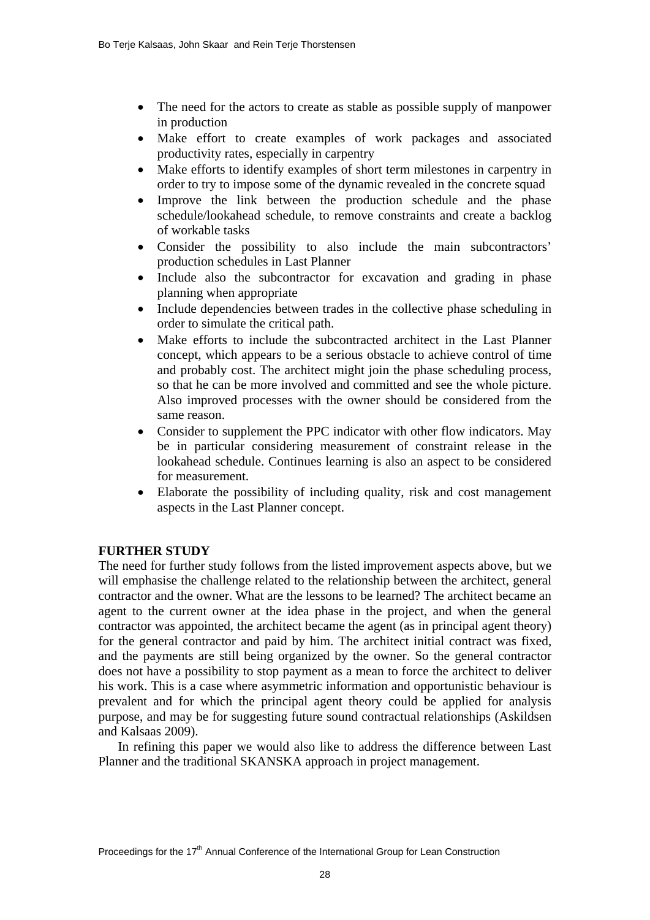- The need for the actors to create as stable as possible supply of manpower in production
- Make effort to create examples of work packages and associated productivity rates, especially in carpentry
- Make efforts to identify examples of short term milestones in carpentry in order to try to impose some of the dynamic revealed in the concrete squad
- Improve the link between the production schedule and the phase schedule/lookahead schedule, to remove constraints and create a backlog of workable tasks
- Consider the possibility to also include the main subcontractors' production schedules in Last Planner
- Include also the subcontractor for excavation and grading in phase planning when appropriate
- Include dependencies between trades in the collective phase scheduling in order to simulate the critical path.
- Make efforts to include the subcontracted architect in the Last Planner concept, which appears to be a serious obstacle to achieve control of time and probably cost. The architect might join the phase scheduling process, so that he can be more involved and committed and see the whole picture. Also improved processes with the owner should be considered from the same reason.
- Consider to supplement the PPC indicator with other flow indicators. May be in particular considering measurement of constraint release in the lookahead schedule. Continues learning is also an aspect to be considered for measurement.
- Elaborate the possibility of including quality, risk and cost management aspects in the Last Planner concept.

## FURTHER STUDY

The need for further study follows from the listed improvement aspects above, but we will emphasise the challenge related to the relationship between the architect, general contractor and the owner. What are the lessons to be learned? The architect became an agent to the current owner at the idea phase in the project, and when the general contractor was appointed, the architect became the agent (as in principal agent theory) for the general contractor and paid by him. The architect initial contract was fixed, and the payments are still being organized by the owner. So the general contractor does not have a possibility to stop payment as a mean to force the architect to deliver his work. This is a case where asymmetric information and opportunistic behaviour is prevalent and for which the principal agent theory could be applied for analysis purpose, and may be for suggesting future sound contractual relationships (Askildsen and Kalsaas 2009).

In refining this paper we would also like to address the difference between Last Planner and the traditional SKANSKA approach in project management.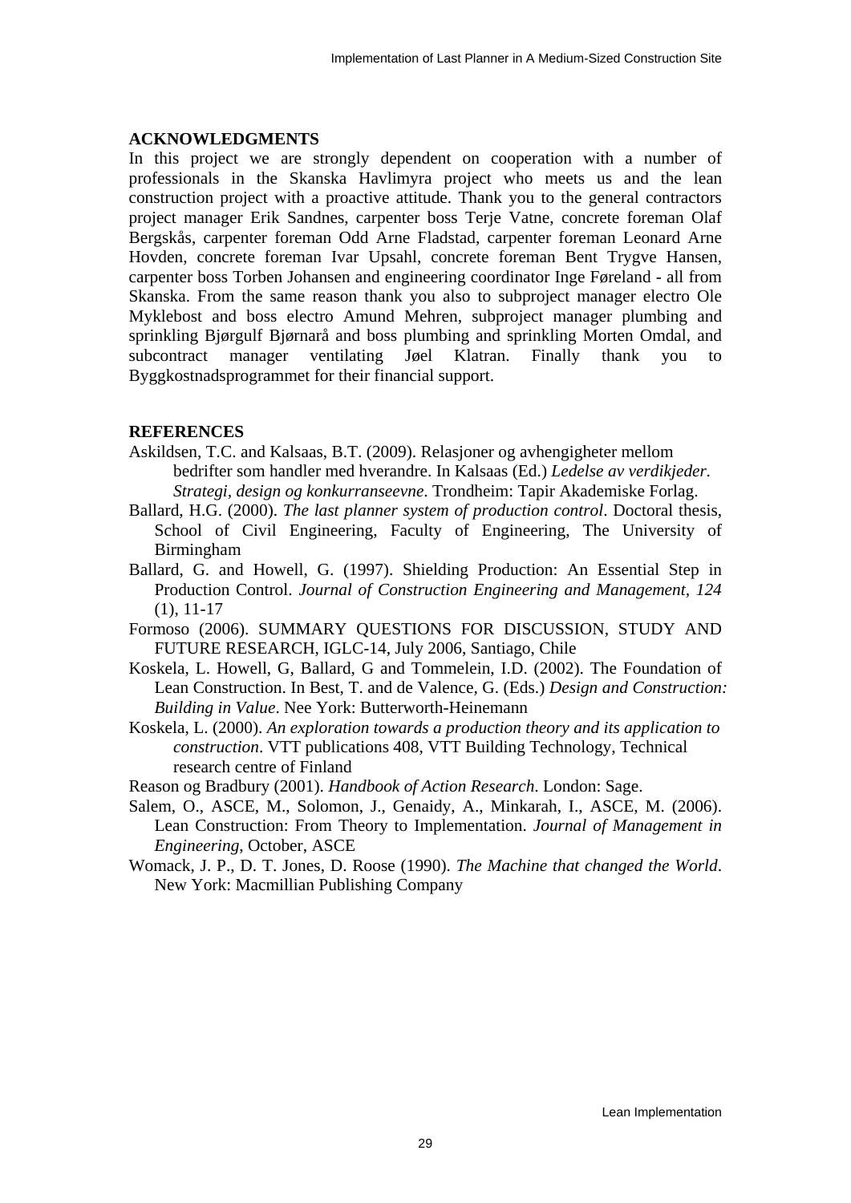## ACKNOWLEDGMENTS

In this project we are strongly dependent on cooperation with a number of professionals in the Skanska Havlimyra project who meets us and the lean construction project with a proactive attitude. Thank you to the general contractors project manager Erik Sandnes, carpenter boss Terje Vatne, concrete foreman Olaf Bergskås, carpenter foreman Odd Arne Fladstad, carpenter foreman Leonard Arne Hovden, concrete foreman Ivar Upsahl, concrete foreman Bent Trygve Hansen, carpenter boss Torben Johansen and engineering coordinator Inge Føreland - all from Skanska. From the same reason thank you also to subproject manager electro Ole Myklebost and boss electro Amund Mehren, subproject manager plumbing and sprinkling Bjørgulf Bjørnarå and boss plumbing and sprinkling Morten Omdal, and subcontract manager ventilating Jøel Klatran. Finally thank you to Byggkostnadsprogrammet for their financial support.

## REFERENCES

Askildsen, T.C. and Kalsaas, B.T. (2009). Relasjoner og avhengigheter mellom bedrifter som handler med hverandre. In Kalsaas (Ed.) *Ledelse av verdikjeder. Strategi, design og konkurranseevne*. Trondheim: Tapir Akademiske Forlag.

Ballard, H.G. (2000). *The last planner system of production control*. Doctoral thesis, School of Civil Engineering, Faculty of Engineering, The University of Birmingham

Ballard, G. and Howell, G. (1997). Shielding Production: An Essential Step in Production Control. *Journal of Construction Engineering and Management, 124* (1), 11-17

Formoso (2006). SUMMARY QUESTIONS FOR DISCUSSION, STUDY AND FUTURE RESEARCH, IGLC-14, July 2006, Santiago, Chile

Koskela, L. Howell, G, Ballard, G and Tommelein, I.D. (2002). The Foundation of Lean Construction. In Best, T. and de Valence, G. (Eds.) *Design and Construction: Building in Value*. Nee York: Butterworth-Heinemann

Koskela, L. (2000). *An exploration towards a production theory and its application to construction*. VTT publications 408, VTT Building Technology, Technical research centre of Finland

Reason og Bradbury (2001). *Handbook of Action Research*. London: Sage.

Salem, O., ASCE, M., Solomon, J., Genaidy, A., Minkarah, I., ASCE, M. (2006). Lean Construction: From Theory to Implementation. *Journal of Management in Engineering*, October, ASCE

Womack, J. P., D. T. Jones, D. Roose (1990). *The Machine that changed the World*. New York: Macmillian Publishing Company